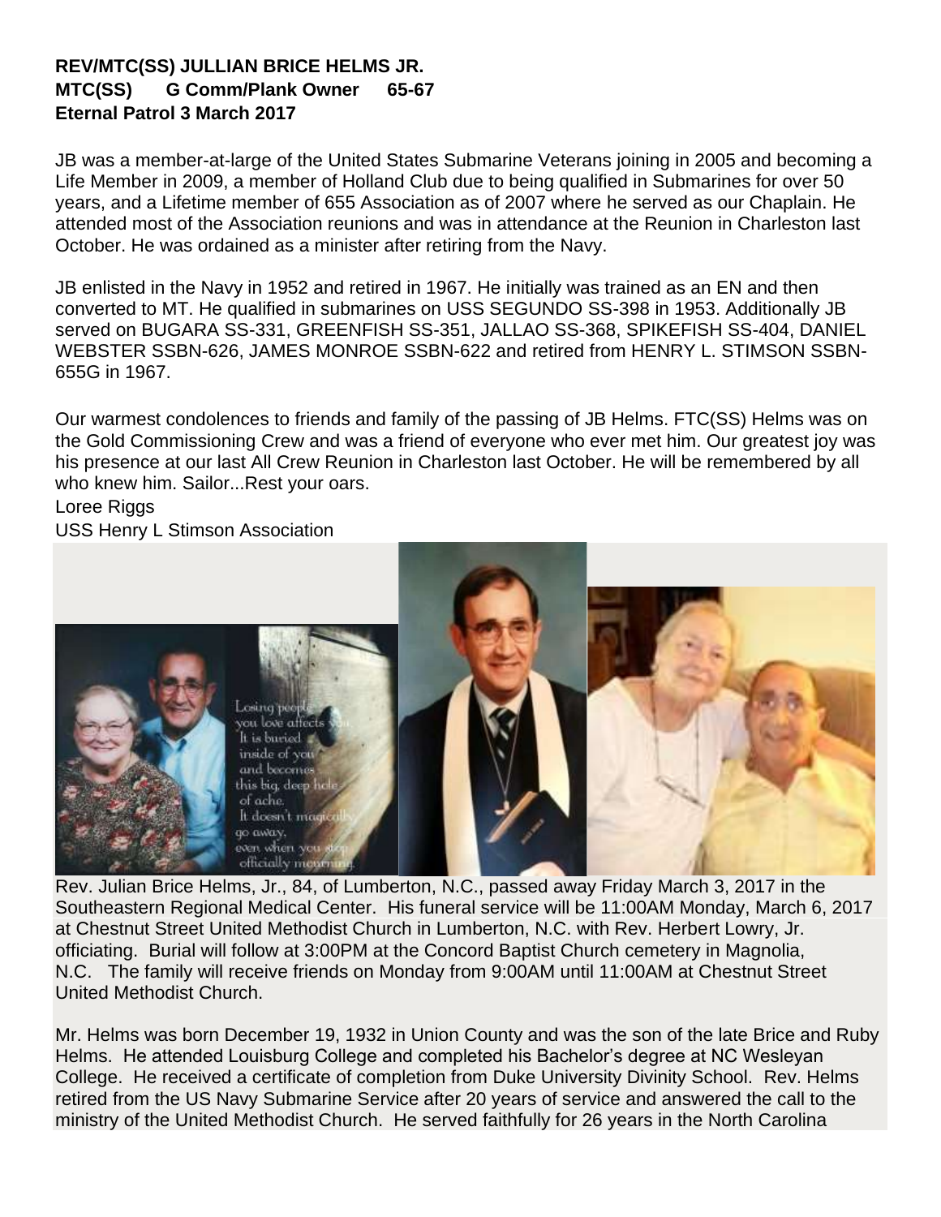**REV/MTC(SS) JULLIAN BRICE HELMS JR.**
**MTC(SS) G Comm/Plank Owner 65-67**
**Eternal Patrol 3 March 2017**

JB was a member-at-large of the United States Submarine Veterans joining in 2005 and becoming a Life Member in 2009, a member of Holland Club due to being qualified in Submarines for over 50 years, and a Lifetime member of 655 Association as of 2007 where he served as our Chaplain. He attended most of the Association reunions and was in attendance at the Reunion in Charleston last October. He was ordained as a minister after retiring from the Navy.

JB enlisted in the Navy in 1952 and retired in 1967. He initially was trained as an EN and then converted to MT. He qualified in submarines on USS SEGUNDO SS-398 in 1953. Additionally JB served on BUGARA SS-331, GREENFISH SS-351, JALLAO SS-368, SPIKEFISH SS-404, DANIEL WEBSTER SSBN-626, JAMES MONROE SSBN-622 and retired from HENRY L. STIMSON SSBN-655G in 1967.

Our warmest condolences to friends and family of the passing of JB Helms. FTC(SS) Helms was on the Gold Commissioning Crew and was a friend of everyone who ever met him. Our greatest joy was his presence at our last All Crew Reunion in Charleston last October. He will be remembered by all who knew him. Sailor...Rest your oars.

Loree Riggs
USS Henry L Stimson Association

Losing people you love affects you. It is buried inside of you and becomes this big, deep hole of ache. It doesn't magically go away, even when you stop officially mourning.

Rev. Julian Brice Helms, Jr., 84, of Lumberton, N.C., passed away Friday March 3, 2017 in the Southeastern Regional Medical Center. His funeral service will be 11:00AM Monday, March 6, 2017 at Chestnut Street United Methodist Church in Lumberton, N.C. with Rev. Herbert Lowry, Jr. officiating. Burial will follow at 3:00PM at the Concord Baptist Church cemetery in Magnolia, N.C. The family will receive friends on Monday from 9:00AM until 11:00AM at Chestnut Street United Methodist Church.

Mr. Helms was born December 19, 1932 in Union County and was the son of the late Brice and Ruby Helms. He attended Louisburg College and completed his Bachelor's degree at NC Wesleyan College. He received a certificate of completion from Duke University Divinity School. Rev. Helms retired from the US Navy Submarine Service after 20 years of service and answered the call to the ministry of the United Methodist Church. He served faithfully for 26 years in the North Carolina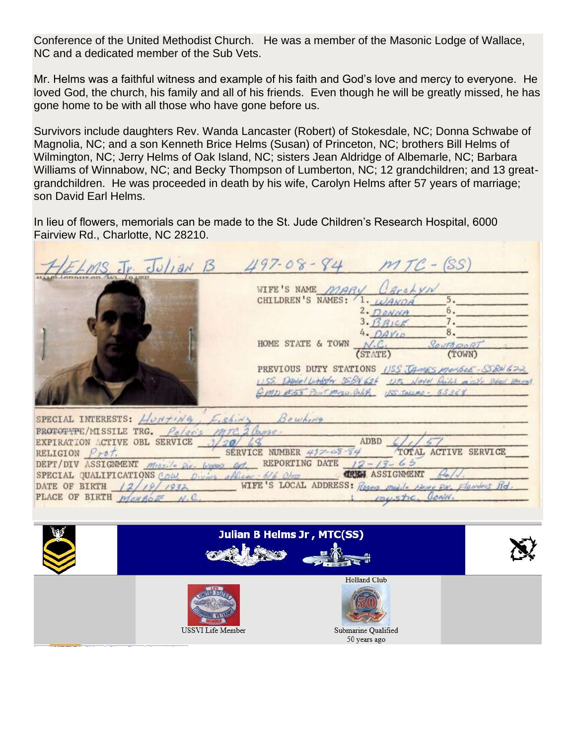Conference of the United Methodist Church. He was a member of the Masonic Lodge of Wallace, NC and a dedicated member of the Sub Vets.

Mr. Helms was a faithful witness and example of his faith and God's love and mercy to everyone. He loved God, the church, his family and all of his friends. Even though he will be greatly missed, he has gone home to be with all those who have gone before us.

Survivors include daughters Rev. Wanda Lancaster (Robert) of Stokesdale, NC; Donna Schwabe of Magnolia, NC; and a son Kenneth Brice Helms (Susan) of Princeton, NC; brothers Bill Helms of Wilmington, NC; Jerry Helms of Oak Island, NC; sisters Jean Aldridge of Albemarle, NC; Barbara Williams of Winnabow, NC; and Becky Thompson of Lumberton, NC; 12 grandchildren; and 13 great-grandchildren. He was proceeded in death by his wife, Carolyn Helms after 57 years of marriage; son David Earl Helms.

In lieu of flowers, memorials can be made to the St. Jude Children's Research Hospital, 6000 Fairview Rd., Charlotte, NC 28210.

HELMS Jr. Julian B 497-08-84 MTC-(SS)

WIFE'S NAME MARY Carolyn
CHILDREN'S NAMES: 1. WANDA 2. DONNA 3. BRICE 4. DAVID 5. 6. 7. 8.
HOME STATE & TOWN N.C. (STATE) Southport (TOWN)
PREVIOUS DUTY STATIONS USS James Monroe - SSBN 622, USS Daniel Webster SSBN 626, US Naval Guided Missile School Dam Neck, GMU #53 Port Mugu Calif., USS Tusk - SS 426

SPECIAL INTERESTS: Hunting, Fishing, Bowling
PROTOTYPE/MISSILE TRG. Polaris MTC 2 Course.
EXPIRATION ACTIVE OBL SERVICE 3/20/68
ADBD 6/1/57
RELIGION Prot.
SERVICE NUMBER 497-08-84
TOTAL ACTIVE SERVICE
DEPT/DIV ASSIGNMENT Missile Div. Weapons Dept.
REPORTING DATE 12-13-65
SPECIAL QUALIFICATIONS COW, Diving officer - 616 Class
ASSIGNMENT Gold
DATE OF BIRTH 12/19/1932
WIFE'S LOCAL ADDRESS: Rogers Mobile Home Pk., Flanders Rd. Mystic, Conn.
PLACE OF BIRTH Monroe N.C.

**Julian B Helms Jr, MTC(SS)**

USSVI Life Member

Holland Club

Submarine Qualified 50 years ago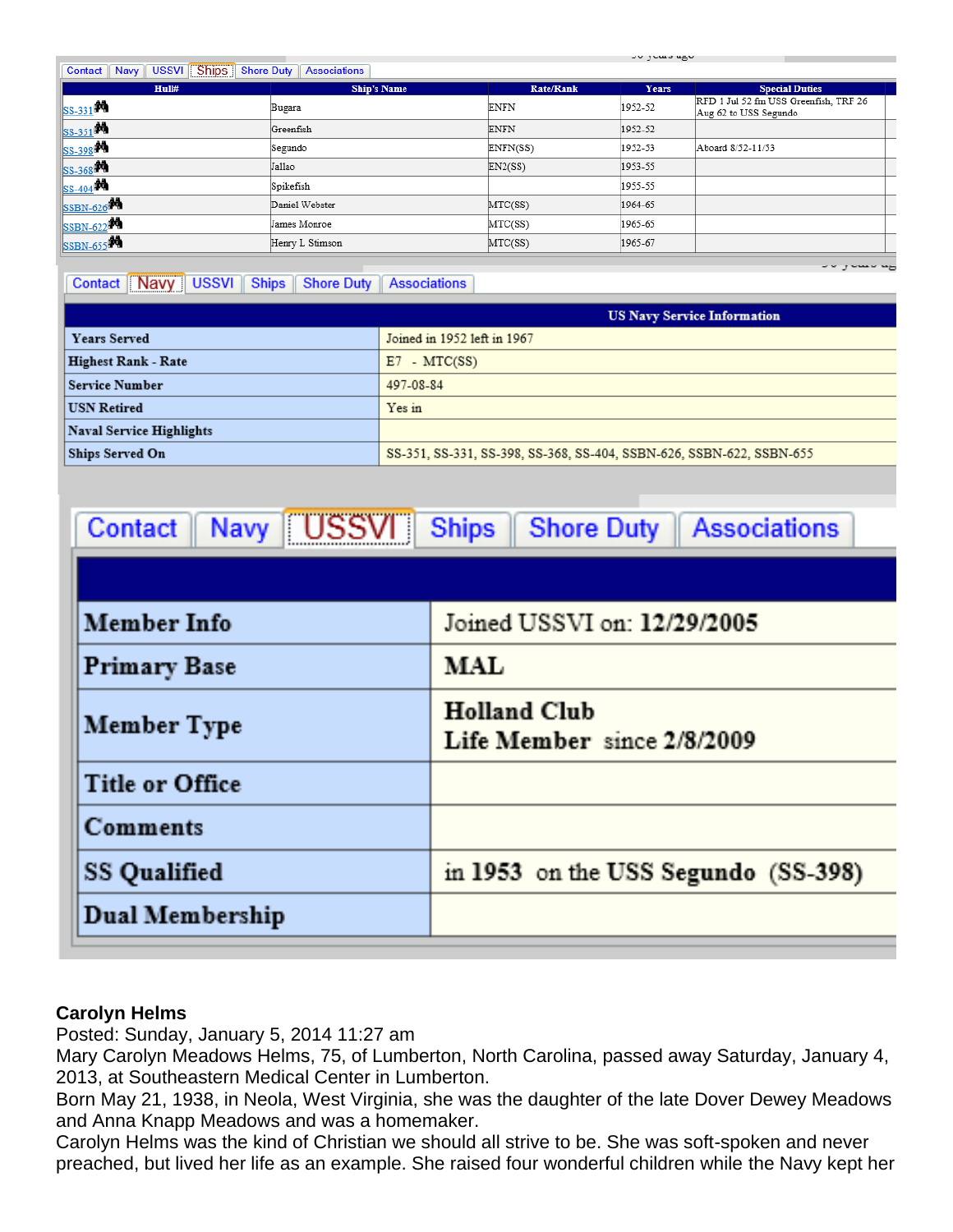Contact | Navy | USSVI | Ships | Shore Duty | Associations

| Hull# | Ship's Name | Rate/Rank | Years | Special Duties |
|---|---|---|---|---|
| SS-331 | Bugara | ENFN | 1952-52 | RFD 1 Jul 52 fm USS Greenfish, TRF 26 Aug 62 to USS Segundo |
| SS-351 | Greenfish | ENFN | 1952-52 | |
| SS-398 | Segundo | ENFN(SS) | 1952-53 | Aboard 8/52-11/53 |
| SS-368 | Jallao | EN2(SS) | 1953-55 | |
| SS-404 | Spikefish | | 1955-55 | |
| SSBN-626 | Daniel Webster | MTC(SS) | 1964-65 | |
| SSBN-622 | James Monroe | MTC(SS) | 1965-65 | |
| SSBN-655 | Henry L Stimson | MTC(SS) | 1965-67 | |

Contact | Navy | USSVI | Ships | Shore Duty | Associations

| | US Navy Service Information |
|---|---|
| Years Served | Joined in 1952 left in 1967 |
| Highest Rank - Rate | E7 - MTC(SS) |
| Service Number | 497-08-84 |
| USN Retired | Yes in |
| Naval Service Highlights | |
| Ships Served On | SS-351, SS-331, SS-398, SS-368, SS-404, SSBN-626, SSBN-622, SSBN-655 |

Contact | Navy | USSVI | Ships | Shore Duty | Associations

| | |
|---|---|
| Member Info | Joined USSVI on: **12/29/2005** |
| Primary Base | **MAL** |
| Member Type | **Holland Club**<br>**Life Member** since **2/8/2009** |
| Title or Office | |
| Comments | |
| SS Qualified | in **1953** on the **USS Segundo (SS-398)** |
| Dual Membership | |

**Carolyn Helms**

Posted: Sunday, January 5, 2014 11:27 am

Mary Carolyn Meadows Helms, 75, of Lumberton, North Carolina, passed away Saturday, January 4, 2013, at Southeastern Medical Center in Lumberton.

Born May 21, 1938, in Neola, West Virginia, she was the daughter of the late Dover Dewey Meadows and Anna Knapp Meadows and was a homemaker.

Carolyn Helms was the kind of Christian we should all strive to be. She was soft-spoken and never preached, but lived her life as an example. She raised four wonderful children while the Navy kept her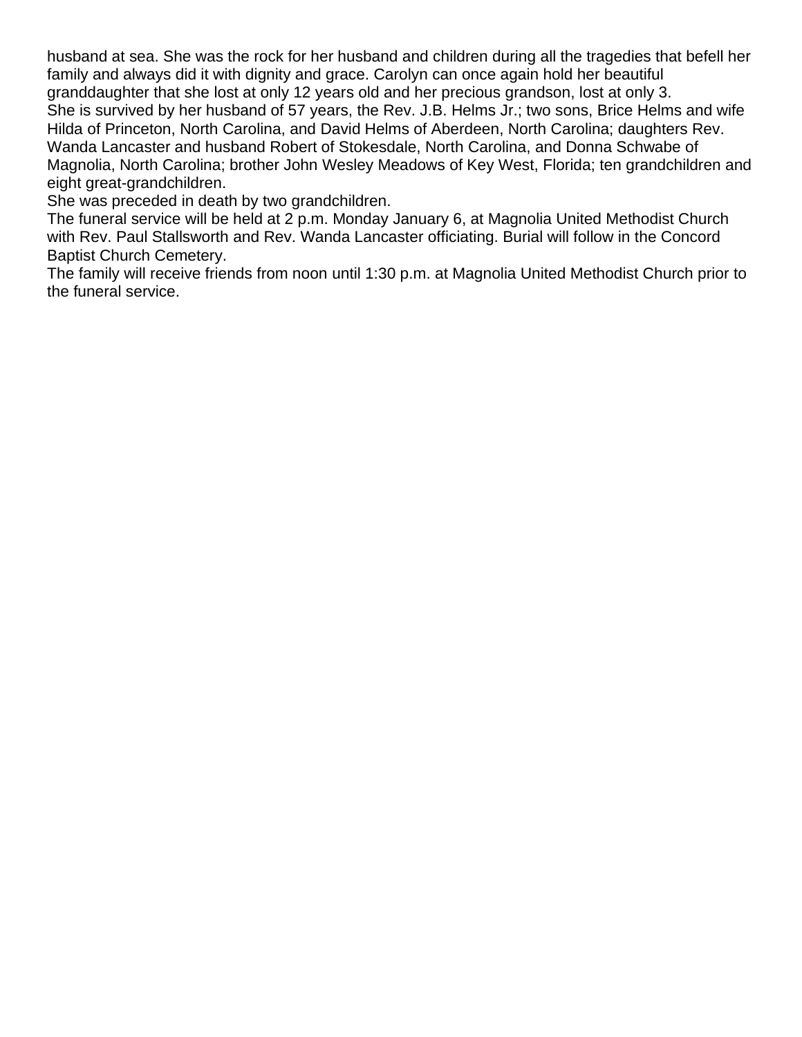husband at sea. She was the rock for her husband and children during all the tragedies that befell her family and always did it with dignity and grace. Carolyn can once again hold her beautiful granddaughter that she lost at only 12 years old and her precious grandson, lost at only 3.

She is survived by her husband of 57 years, the Rev. J.B. Helms Jr.; two sons, Brice Helms and wife Hilda of Princeton, North Carolina, and David Helms of Aberdeen, North Carolina; daughters Rev. Wanda Lancaster and husband Robert of Stokesdale, North Carolina, and Donna Schwabe of Magnolia, North Carolina; brother John Wesley Meadows of Key West, Florida; ten grandchildren and eight great-grandchildren.

She was preceded in death by two grandchildren.

The funeral service will be held at 2 p.m. Monday January 6, at Magnolia United Methodist Church with Rev. Paul Stallsworth and Rev. Wanda Lancaster officiating. Burial will follow in the Concord Baptist Church Cemetery.

The family will receive friends from noon until 1:30 p.m. at Magnolia United Methodist Church prior to the funeral service.